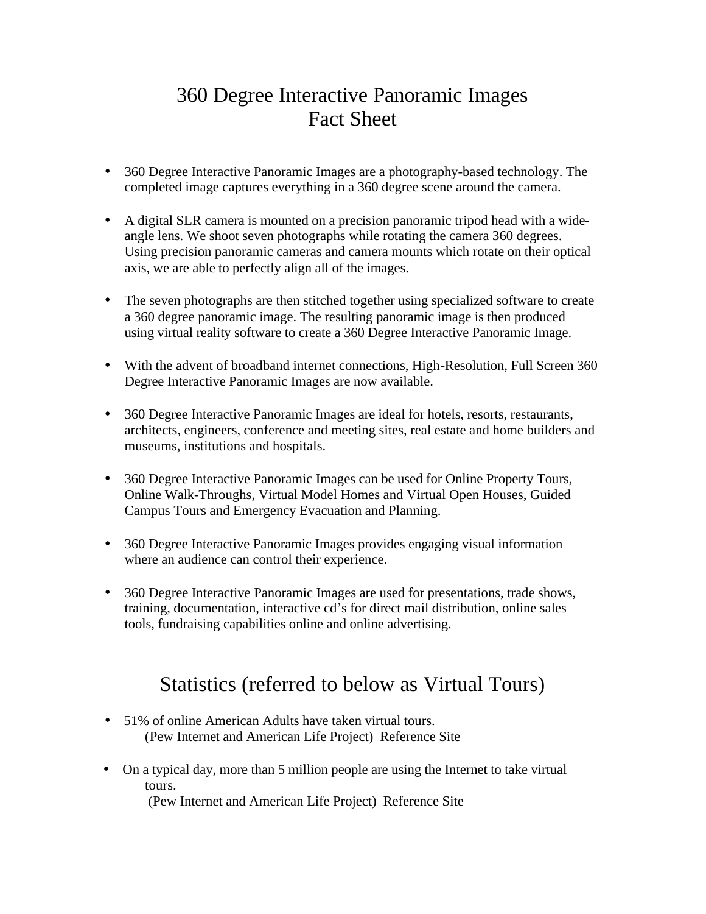# 360 Degree Interactive Panoramic Images
# Fact Sheet

- 360 Degree Interactive Panoramic Images are a photography-based technology. The completed image captures everything in a 360 degree scene around the camera.

- A digital SLR camera is mounted on a precision panoramic tripod head with a wide-angle lens. We shoot seven photographs while rotating the camera 360 degrees. Using precision panoramic cameras and camera mounts which rotate on their optical axis, we are able to perfectly align all of the images.

- The seven photographs are then stitched together using specialized software to create a 360 degree panoramic image. The resulting panoramic image is then produced using virtual reality software to create a 360 Degree Interactive Panoramic Image.

- With the advent of broadband internet connections, High-Resolution, Full Screen 360 Degree Interactive Panoramic Images are now available.

- 360 Degree Interactive Panoramic Images are ideal for hotels, resorts, restaurants, architects, engineers, conference and meeting sites, real estate and home builders and museums, institutions and hospitals.

- 360 Degree Interactive Panoramic Images can be used for Online Property Tours, Online Walk-Throughs, Virtual Model Homes and Virtual Open Houses, Guided Campus Tours and Emergency Evacuation and Planning.

- 360 Degree Interactive Panoramic Images provides engaging visual information where an audience can control their experience.

- 360 Degree Interactive Panoramic Images are used for presentations, trade shows, training, documentation, interactive cd's for direct mail distribution, online sales tools, fundraising capabilities online and online advertising.

## Statistics (referred to below as Virtual Tours)

- 51% of online American Adults have taken virtual tours.
  (Pew Internet and American Life Project) Reference Site

- On a typical day, more than 5 million people are using the Internet to take virtual tours.
  (Pew Internet and American Life Project) Reference Site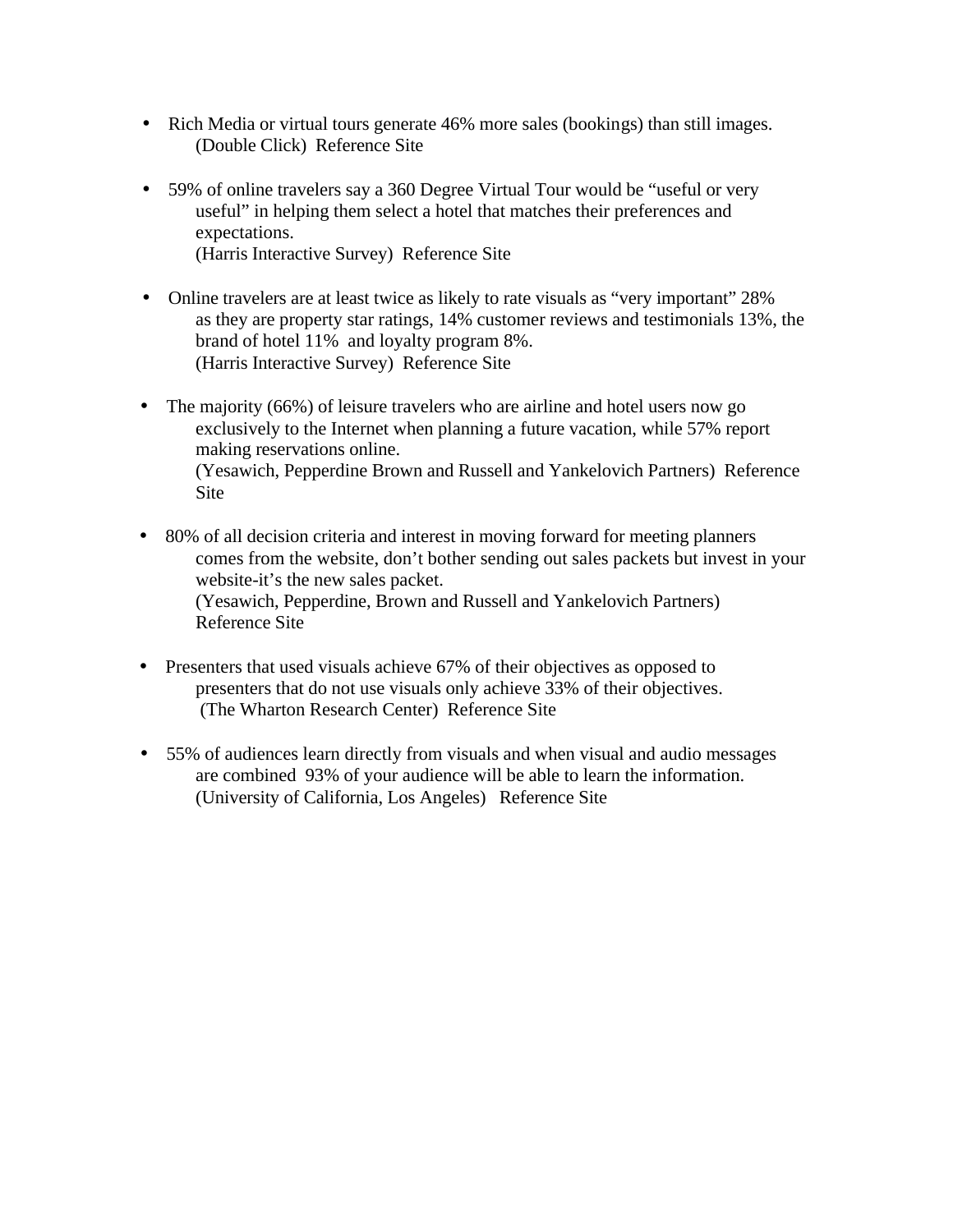- Rich Media or virtual tours generate 46% more sales (bookings) than still images. (Double Click) Reference Site

- 59% of online travelers say a 360 Degree Virtual Tour would be "useful or very useful" in helping them select a hotel that matches their preferences and expectations.
  (Harris Interactive Survey) Reference Site

- Online travelers are at least twice as likely to rate visuals as "very important" 28% as they are property star ratings, 14% customer reviews and testimonials 13%, the brand of hotel 11% and loyalty program 8%.
  (Harris Interactive Survey) Reference Site

- The majority (66%) of leisure travelers who are airline and hotel users now go exclusively to the Internet when planning a future vacation, while 57% report making reservations online.
  (Yesawich, Pepperdine Brown and Russell and Yankelovich Partners) Reference Site

- 80% of all decision criteria and interest in moving forward for meeting planners comes from the website, don't bother sending out sales packets but invest in your website-it's the new sales packet.
  (Yesawich, Pepperdine, Brown and Russell and Yankelovich Partners) Reference Site

- Presenters that used visuals achieve 67% of their objectives as opposed to presenters that do not use visuals only achieve 33% of their objectives.
  (The Wharton Research Center) Reference Site

- 55% of audiences learn directly from visuals and when visual and audio messages are combined 93% of your audience will be able to learn the information.
  (University of California, Los Angeles) Reference Site